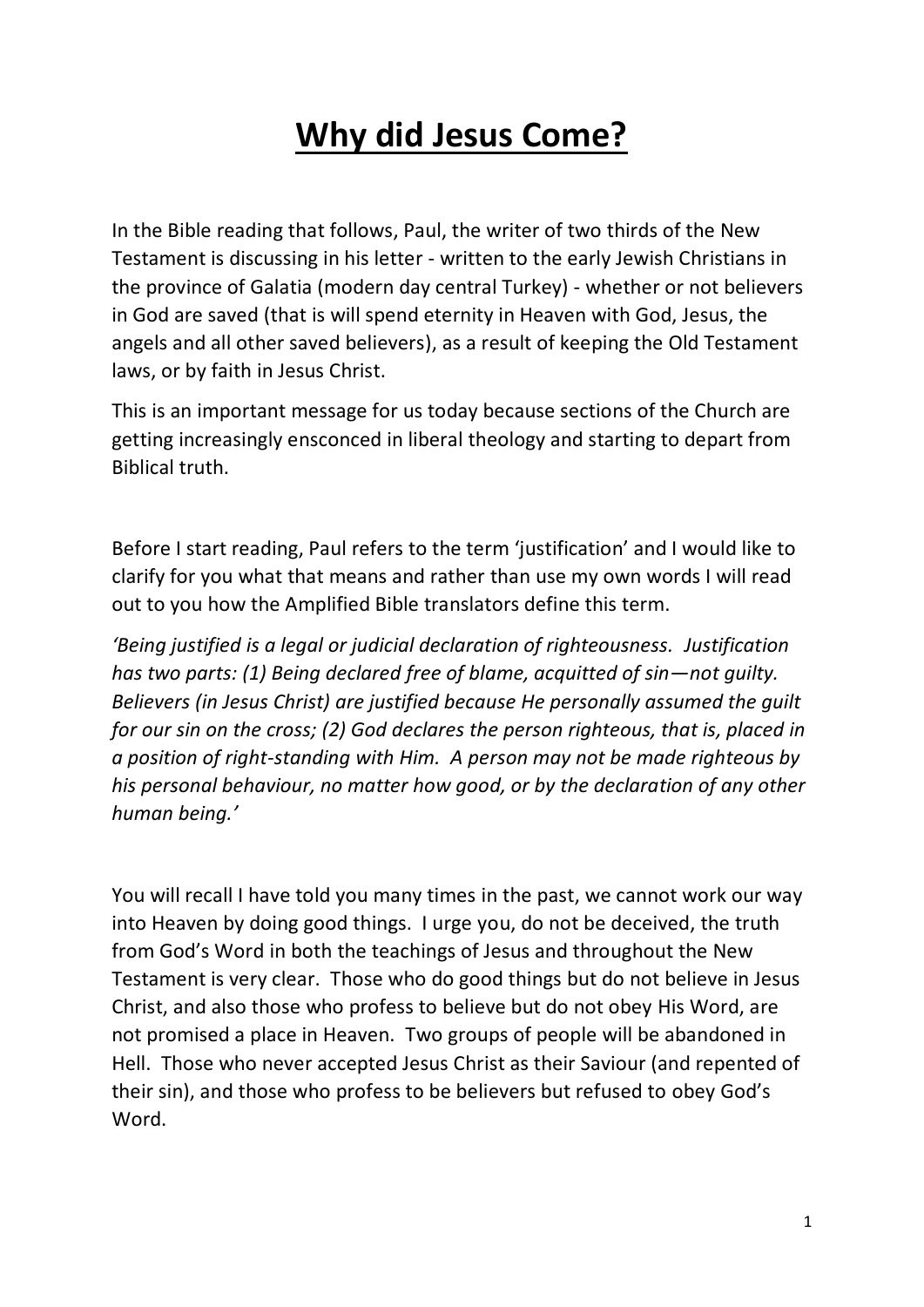# **Why did Jesus Come?**

In the Bible reading that follows, Paul, the writer of two thirds of the New Testament is discussing in his letter - written to the early Jewish Christians in the province of Galatia (modern day central Turkey) - whether or not believers in God are saved (that is will spend eternity in Heaven with God, Jesus, the angels and all other saved believers), as a result of keeping the Old Testament laws, or by faith in Jesus Christ.

This is an important message for us today because sections of the Church are getting increasingly ensconced in liberal theology and starting to depart from Biblical truth.

Before I start reading, Paul refers to the term 'justification' and I would like to clarify for you what that means and rather than use my own words I will read out to you how the Amplified Bible translators define this term.

*'Being justified is a legal or judicial declaration of righteousness. Justification has two parts: (1) Being declared free of blame, acquitted of sin—not guilty. Believers (in Jesus Christ) are justified because He personally assumed the guilt for our sin on the cross; (2) God declares the person righteous, that is, placed in a position of right-standing with Him. A person may not be made righteous by his personal behaviour, no matter how good, or by the declaration of any other human being.'*

You will recall I have told you many times in the past, we cannot work our way into Heaven by doing good things. I urge you, do not be deceived, the truth from God's Word in both the teachings of Jesus and throughout the New Testament is very clear. Those who do good things but do not believe in Jesus Christ, and also those who profess to believe but do not obey His Word, are not promised a place in Heaven. Two groups of people will be abandoned in Hell. Those who never accepted Jesus Christ as their Saviour (and repented of their sin), and those who profess to be believers but refused to obey God's Word.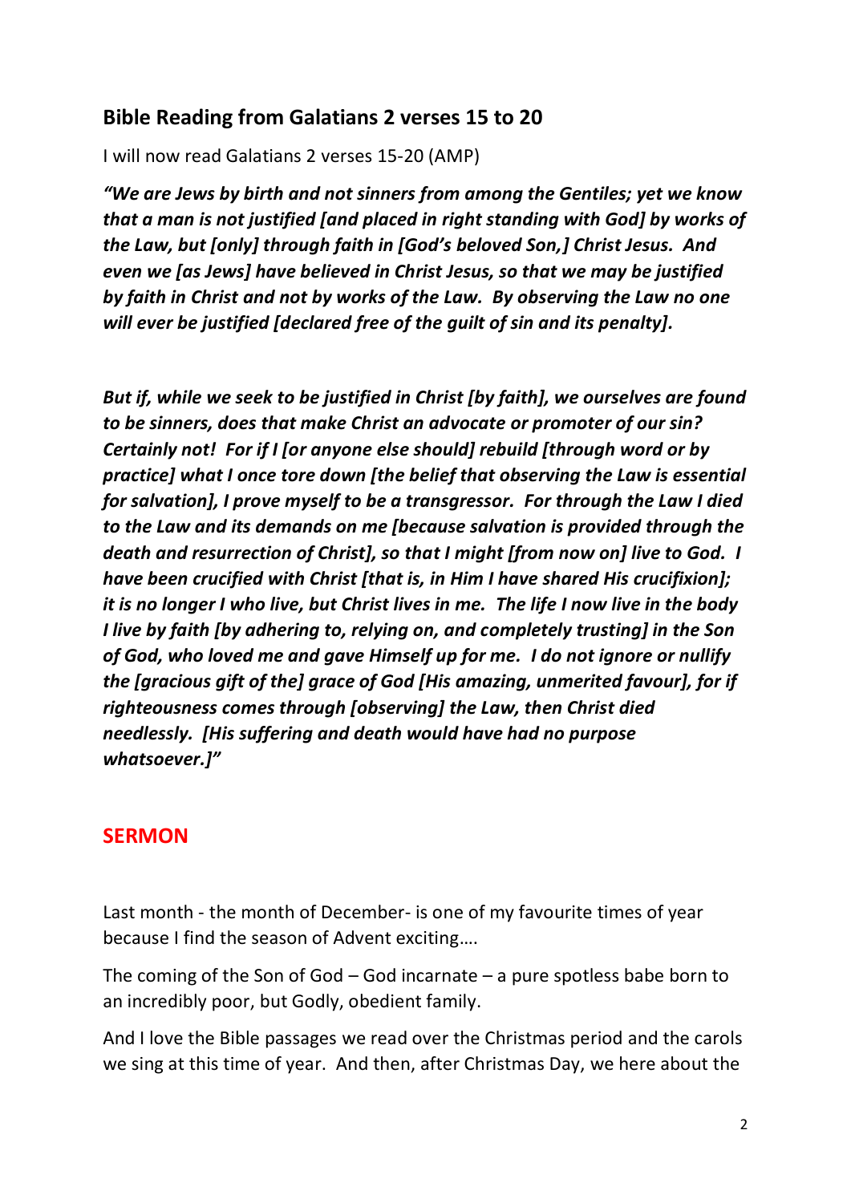## Bible Reading from Galatians 2 verses 15 to 20

I will now read Galatians 2 verses 15-20 (AMP)

***"We are Jews by birth and not sinners from among the Gentiles; yet we know that a man is not justified [and placed in right standing with God] by works of the Law, but [only] through faith in [God's beloved Son,] Christ Jesus. And even we [as Jews] have believed in Christ Jesus, so that we may be justified by faith in Christ and not by works of the Law. By observing the Law no one will ever be justified [declared free of the guilt of sin and its penalty].***

***But if, while we seek to be justified in Christ [by faith], we ourselves are found to be sinners, does that make Christ an advocate or promoter of our sin? Certainly not! For if I [or anyone else should] rebuild [through word or by practice] what I once tore down [the belief that observing the Law is essential for salvation], I prove myself to be a transgressor. For through the Law I died to the Law and its demands on me [because salvation is provided through the death and resurrection of Christ], so that I might [from now on] live to God. I have been crucified with Christ [that is, in Him I have shared His crucifixion]; it is no longer I who live, but Christ lives in me. The life I now live in the body I live by faith [by adhering to, relying on, and completely trusting] in the Son of God, who loved me and gave Himself up for me. I do not ignore or nullify the [gracious gift of the] grace of God [His amazing, unmerited favour], for if righteousness comes through [observing] the Law, then Christ died needlessly. [His suffering and death would have had no purpose whatsoever.]"***

## SERMON

Last month - the month of December- is one of my favourite times of year because I find the season of Advent exciting….

The coming of the Son of God – God incarnate – a pure spotless babe born to an incredibly poor, but Godly, obedient family.

And I love the Bible passages we read over the Christmas period and the carols we sing at this time of year. And then, after Christmas Day, we here about the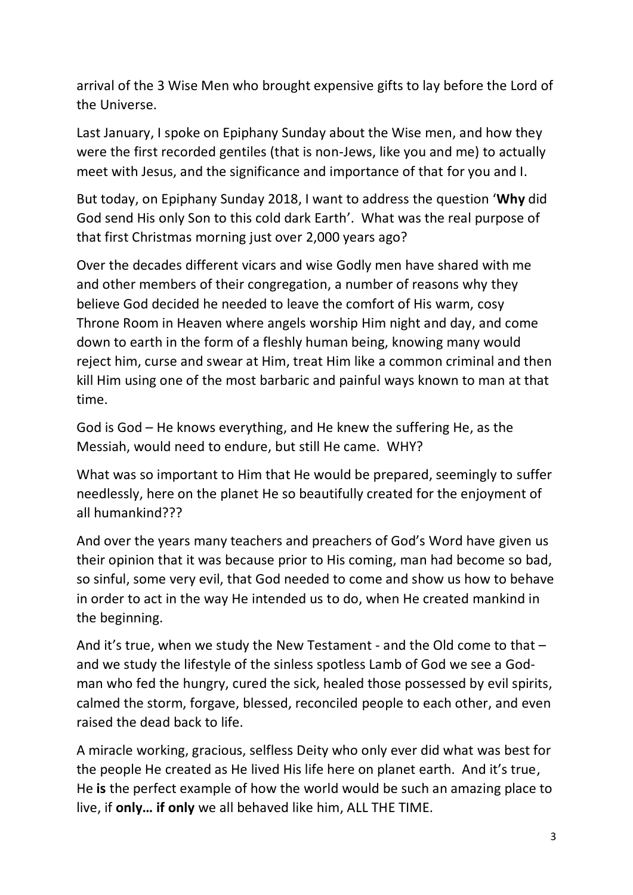arrival of the 3 Wise Men who brought expensive gifts to lay before the Lord of the Universe.

Last January, I spoke on Epiphany Sunday about the Wise men, and how they were the first recorded gentiles (that is non-Jews, like you and me) to actually meet with Jesus, and the significance and importance of that for you and I.

But today, on Epiphany Sunday 2018, I want to address the question '**Why** did God send His only Son to this cold dark Earth'. What was the real purpose of that first Christmas morning just over 2,000 years ago?

Over the decades different vicars and wise Godly men have shared with me and other members of their congregation, a number of reasons why they believe God decided he needed to leave the comfort of His warm, cosy Throne Room in Heaven where angels worship Him night and day, and come down to earth in the form of a fleshly human being, knowing many would reject him, curse and swear at Him, treat Him like a common criminal and then kill Him using one of the most barbaric and painful ways known to man at that time.

God is God – He knows everything, and He knew the suffering He, as the Messiah, would need to endure, but still He came. WHY?

What was so important to Him that He would be prepared, seemingly to suffer needlessly, here on the planet He so beautifully created for the enjoyment of all humankind???

And over the years many teachers and preachers of God's Word have given us their opinion that it was because prior to His coming, man had become so bad, so sinful, some very evil, that God needed to come and show us how to behave in order to act in the way He intended us to do, when He created mankind in the beginning.

And it's true, when we study the New Testament - and the Old come to that – and we study the lifestyle of the sinless spotless Lamb of God we see a God-man who fed the hungry, cured the sick, healed those possessed by evil spirits, calmed the storm, forgave, blessed, reconciled people to each other, and even raised the dead back to life.

A miracle working, gracious, selfless Deity who only ever did what was best for the people He created as He lived His life here on planet earth. And it's true, He **is** the perfect example of how the world would be such an amazing place to live, if **only… if only** we all behaved like him, ALL THE TIME.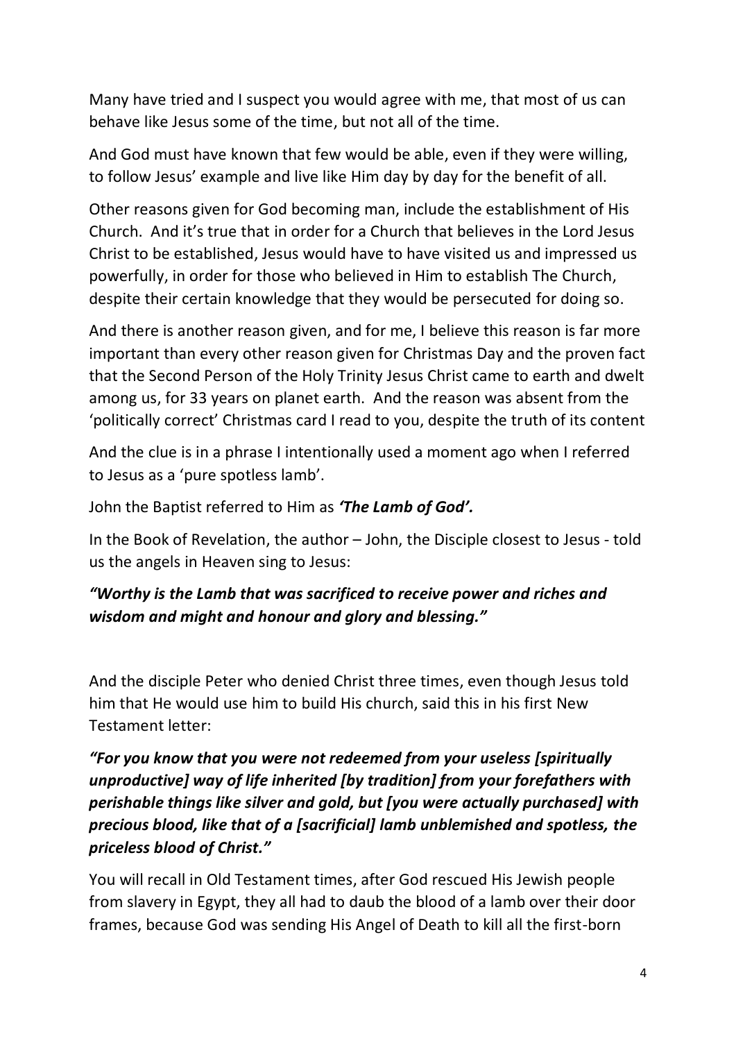Many have tried and I suspect you would agree with me, that most of us can behave like Jesus some of the time, but not all of the time.

And God must have known that few would be able, even if they were willing, to follow Jesus' example and live like Him day by day for the benefit of all.

Other reasons given for God becoming man, include the establishment of His Church. And it's true that in order for a Church that believes in the Lord Jesus Christ to be established, Jesus would have to have visited us and impressed us powerfully, in order for those who believed in Him to establish The Church, despite their certain knowledge that they would be persecuted for doing so.

And there is another reason given, and for me, I believe this reason is far more important than every other reason given for Christmas Day and the proven fact that the Second Person of the Holy Trinity Jesus Christ came to earth and dwelt among us, for 33 years on planet earth. And the reason was absent from the 'politically correct' Christmas card I read to you, despite the truth of its content

And the clue is in a phrase I intentionally used a moment ago when I referred to Jesus as a 'pure spotless lamb'.

John the Baptist referred to Him as ***'The Lamb of God'.***

In the Book of Revelation, the author – John, the Disciple closest to Jesus - told us the angels in Heaven sing to Jesus:

***"Worthy is the Lamb that was sacrificed to receive power and riches and wisdom and might and honour and glory and blessing."***

And the disciple Peter who denied Christ three times, even though Jesus told him that He would use him to build His church, said this in his first New Testament letter:

***"For you know that you were not redeemed from your useless [spiritually unproductive] way of life inherited [by tradition] from your forefathers with perishable things like silver and gold, but [you were actually purchased] with precious blood, like that of a [sacrificial] lamb unblemished and spotless, the priceless blood of Christ."***

You will recall in Old Testament times, after God rescued His Jewish people from slavery in Egypt, they all had to daub the blood of a lamb over their door frames, because God was sending His Angel of Death to kill all the first-born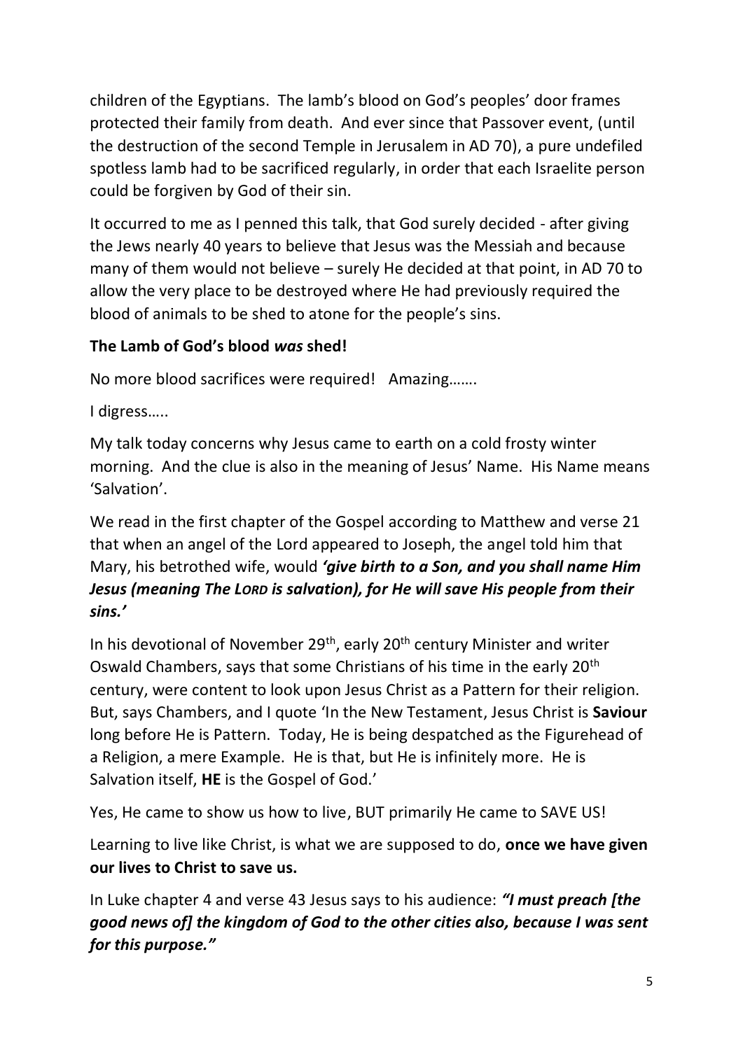children of the Egyptians. The lamb's blood on God's peoples' door frames protected their family from death. And ever since that Passover event, (until the destruction of the second Temple in Jerusalem in AD 70), a pure undefiled spotless lamb had to be sacrificed regularly, in order that each Israelite person could be forgiven by God of their sin.

It occurred to me as I penned this talk, that God surely decided - after giving the Jews nearly 40 years to believe that Jesus was the Messiah and because many of them would not believe – surely He decided at that point, in AD 70 to allow the very place to be destroyed where He had previously required the blood of animals to be shed to atone for the people's sins.

**The Lamb of God's blood *was* shed!**

No more blood sacrifices were required! Amazing…….

I digress…..

My talk today concerns why Jesus came to earth on a cold frosty winter morning. And the clue is also in the meaning of Jesus' Name. His Name means 'Salvation'.

We read in the first chapter of the Gospel according to Matthew and verse 21 that when an angel of the Lord appeared to Joseph, the angel told him that Mary, his betrothed wife, would ***'give birth to a Son, and you shall name Him Jesus (meaning The LORD is salvation), for He will save His people from their sins.'***

In his devotional of November 29th, early 20th century Minister and writer Oswald Chambers, says that some Christians of his time in the early 20th century, were content to look upon Jesus Christ as a Pattern for their religion. But, says Chambers, and I quote 'In the New Testament, Jesus Christ is **Saviour** long before He is Pattern. Today, He is being despatched as the Figurehead of a Religion, a mere Example. He is that, but He is infinitely more. He is Salvation itself, **HE** is the Gospel of God.'

Yes, He came to show us how to live, BUT primarily He came to SAVE US!

Learning to live like Christ, is what we are supposed to do, **once we have given our lives to Christ to save us.**

In Luke chapter 4 and verse 43 Jesus says to his audience: ***"I must preach [the good news of] the kingdom of God to the other cities also, because I was sent for this purpose."***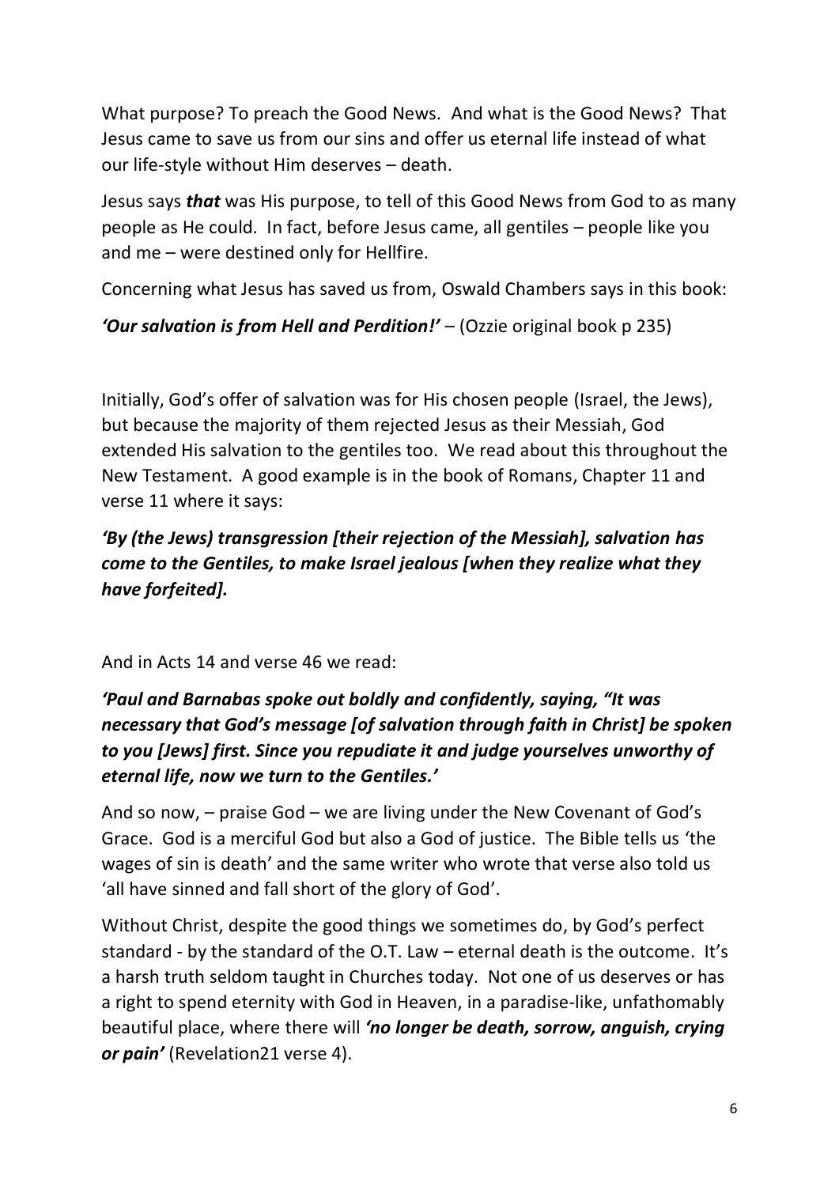What purpose? To preach the Good News. And what is the Good News? That Jesus came to save us from our sins and offer us eternal life instead of what our life-style without Him deserves – death.

Jesus says ***that*** was His purpose, to tell of this Good News from God to as many people as He could. In fact, before Jesus came, all gentiles – people like you and me – were destined only for Hellfire.

Concerning what Jesus has saved us from, Oswald Chambers says in this book:

***'Our salvation is from Hell and Perdition!'*** – (Ozzie original book p 235)

Initially, God's offer of salvation was for His chosen people (Israel, the Jews), but because the majority of them rejected Jesus as their Messiah, God extended His salvation to the gentiles too. We read about this throughout the New Testament. A good example is in the book of Romans, Chapter 11 and verse 11 where it says:

***'By (the Jews) transgression [their rejection of the Messiah], salvation has come to the Gentiles, to make Israel jealous [when they realize what they have forfeited].***

And in Acts 14 and verse 46 we read:

***'Paul and Barnabas spoke out boldly and confidently, saying, "It was necessary that God's message [of salvation through faith in Christ] be spoken to you [Jews] first. Since you repudiate it and judge yourselves unworthy of eternal life, now we turn to the Gentiles.'***

And so now, – praise God – we are living under the New Covenant of God's Grace. God is a merciful God but also a God of justice. The Bible tells us 'the wages of sin is death' and the same writer who wrote that verse also told us 'all have sinned and fall short of the glory of God'.

Without Christ, despite the good things we sometimes do, by God's perfect standard - by the standard of the O.T. Law – eternal death is the outcome. It's a harsh truth seldom taught in Churches today. Not one of us deserves or has a right to spend eternity with God in Heaven, in a paradise-like, unfathomably beautiful place, where there will ***'no longer be death, sorrow, anguish, crying or pain'*** (Revelation21 verse 4).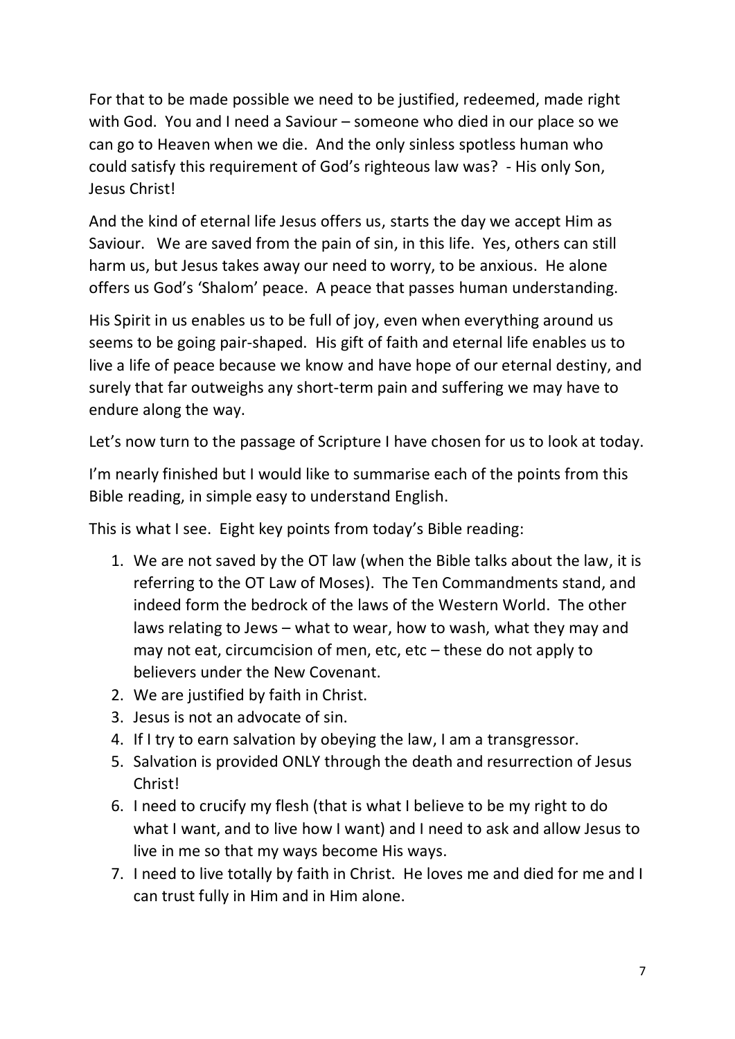For that to be made possible we need to be justified, redeemed, made right with God. You and I need a Saviour – someone who died in our place so we can go to Heaven when we die. And the only sinless spotless human who could satisfy this requirement of God's righteous law was? - His only Son, Jesus Christ!

And the kind of eternal life Jesus offers us, starts the day we accept Him as Saviour. We are saved from the pain of sin, in this life. Yes, others can still harm us, but Jesus takes away our need to worry, to be anxious. He alone offers us God's 'Shalom' peace. A peace that passes human understanding.

His Spirit in us enables us to be full of joy, even when everything around us seems to be going pair-shaped. His gift of faith and eternal life enables us to live a life of peace because we know and have hope of our eternal destiny, and surely that far outweighs any short-term pain and suffering we may have to endure along the way.

Let's now turn to the passage of Scripture I have chosen for us to look at today.

I'm nearly finished but I would like to summarise each of the points from this Bible reading, in simple easy to understand English.

This is what I see. Eight key points from today's Bible reading:

1. We are not saved by the OT law (when the Bible talks about the law, it is referring to the OT Law of Moses). The Ten Commandments stand, and indeed form the bedrock of the laws of the Western World. The other laws relating to Jews – what to wear, how to wash, what they may and may not eat, circumcision of men, etc, etc – these do not apply to believers under the New Covenant.
2. We are justified by faith in Christ.
3. Jesus is not an advocate of sin.
4. If I try to earn salvation by obeying the law, I am a transgressor.
5. Salvation is provided ONLY through the death and resurrection of Jesus Christ!
6. I need to crucify my flesh (that is what I believe to be my right to do what I want, and to live how I want) and I need to ask and allow Jesus to live in me so that my ways become His ways.
7. I need to live totally by faith in Christ. He loves me and died for me and I can trust fully in Him and in Him alone.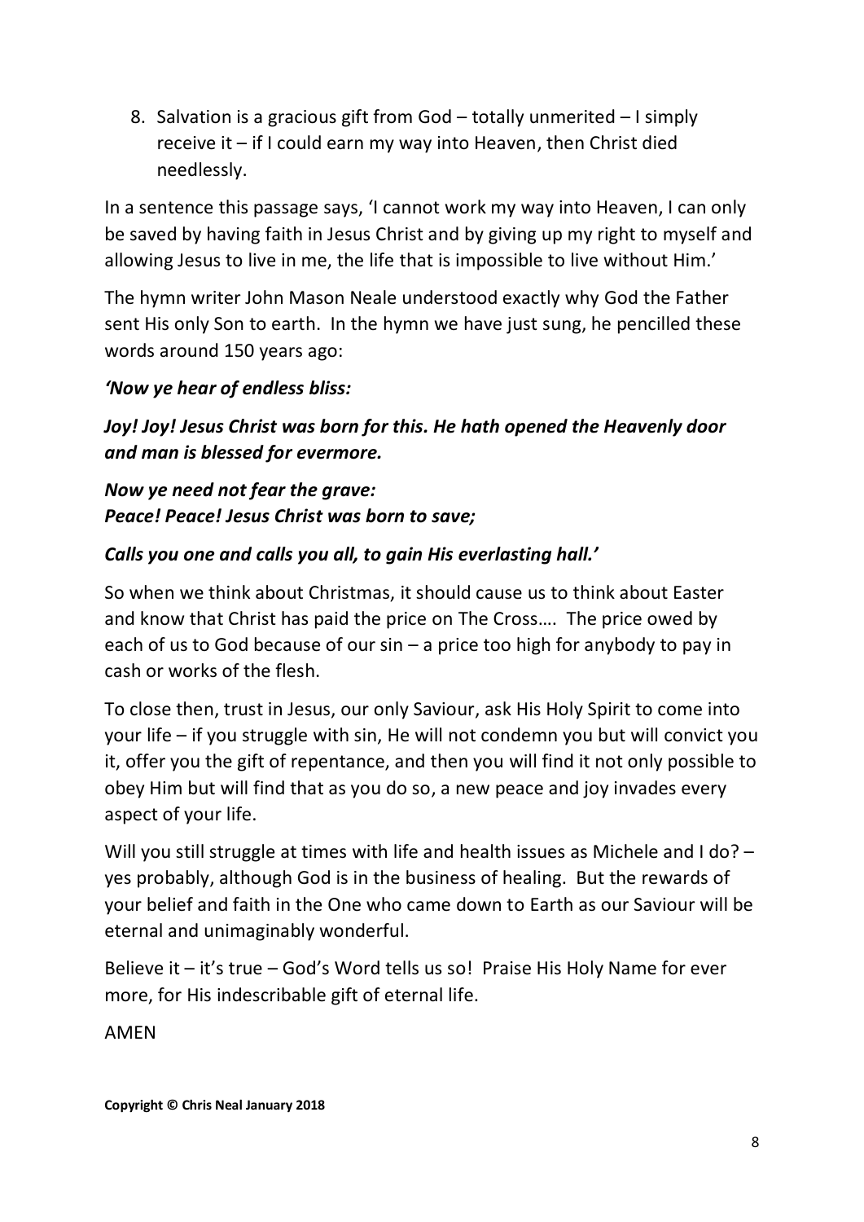8. Salvation is a gracious gift from God – totally unmerited – I simply receive it – if I could earn my way into Heaven, then Christ died needlessly.

In a sentence this passage says, 'I cannot work my way into Heaven, I can only be saved by having faith in Jesus Christ and by giving up my right to myself and allowing Jesus to live in me, the life that is impossible to live without Him.'

The hymn writer John Mason Neale understood exactly why God the Father sent His only Son to earth. In the hymn we have just sung, he pencilled these words around 150 years ago:

***'Now ye hear of endless bliss:***

***Joy! Joy! Jesus Christ was born for this. He hath opened the Heavenly door and man is blessed for evermore.***

***Now ye need not fear the grave:***
***Peace! Peace! Jesus Christ was born to save;***

***Calls you one and calls you all, to gain His everlasting hall.'***

So when we think about Christmas, it should cause us to think about Easter and know that Christ has paid the price on The Cross…. The price owed by each of us to God because of our sin – a price too high for anybody to pay in cash or works of the flesh.

To close then, trust in Jesus, our only Saviour, ask His Holy Spirit to come into your life – if you struggle with sin, He will not condemn you but will convict you it, offer you the gift of repentance, and then you will find it not only possible to obey Him but will find that as you do so, a new peace and joy invades every aspect of your life.

Will you still struggle at times with life and health issues as Michele and I do? – yes probably, although God is in the business of healing. But the rewards of your belief and faith in the One who came down to Earth as our Saviour will be eternal and unimaginably wonderful.

Believe it – it's true – God's Word tells us so! Praise His Holy Name for ever more, for His indescribable gift of eternal life.

AMEN

**Copyright © Chris Neal January 2018**